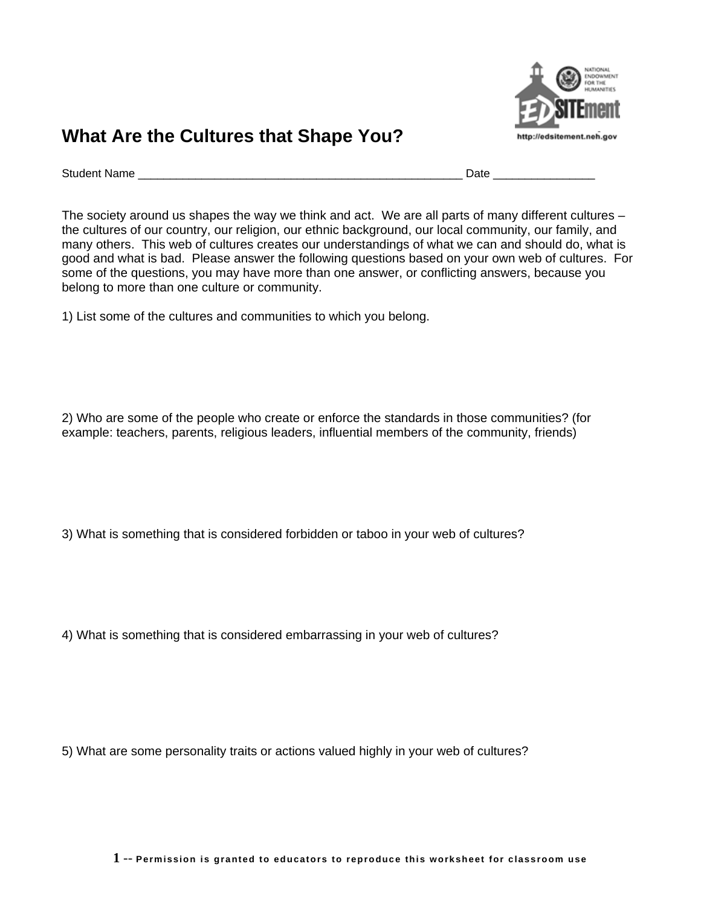# What Are the Cultures that Shape You?

Student Name ______________________________________________________ Date ________________

The society around us shapes the way we think and act. We are all parts of many different cultures – the cultures of our country, our religion, our ethnic background, our local community, our family, and many others. This web of cultures creates our understandings of what we can and should do, what is good and what is bad. Please answer the following questions based on your own web of cultures. For some of the questions, you may have more than one answer, or conflicting answers, because you belong to more than one culture or community.

1) List some of the cultures and communities to which you belong.

2) Who are some of the people who create or enforce the standards in those communities? (for example: teachers, parents, religious leaders, influential members of the community, friends)

3) What is something that is considered forbidden or taboo in your web of cultures?

4) What is something that is considered embarrassing in your web of cultures?

5) What are some personality traits or actions valued highly in your web of cultures?

-- Permission is granted to educators to reproduce this worksheet for classroom use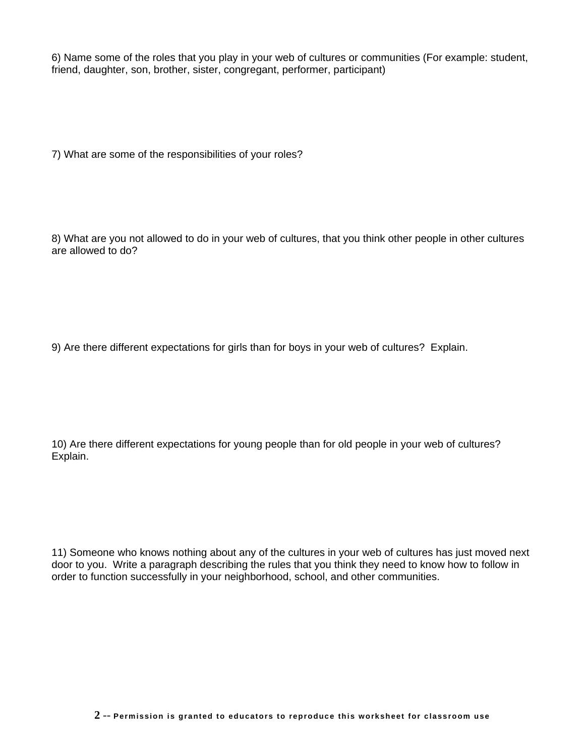6) Name some of the roles that you play in your web of cultures or communities (For example: student, friend, daughter, son, brother, sister, congregant, performer, participant)

7) What are some of the responsibilities of your roles?

8) What are you not allowed to do in your web of cultures, that you think other people in other cultures are allowed to do?

9) Are there different expectations for girls than for boys in your web of cultures? Explain.

10) Are there different expectations for young people than for old people in your web of cultures? Explain.

11) Someone who knows nothing about any of the cultures in your web of cultures has just moved next door to you. Write a paragraph describing the rules that you think they need to know how to follow in order to function successfully in your neighborhood, school, and other communities.

-- Permission is granted to educators to reproduce this worksheet for classroom use